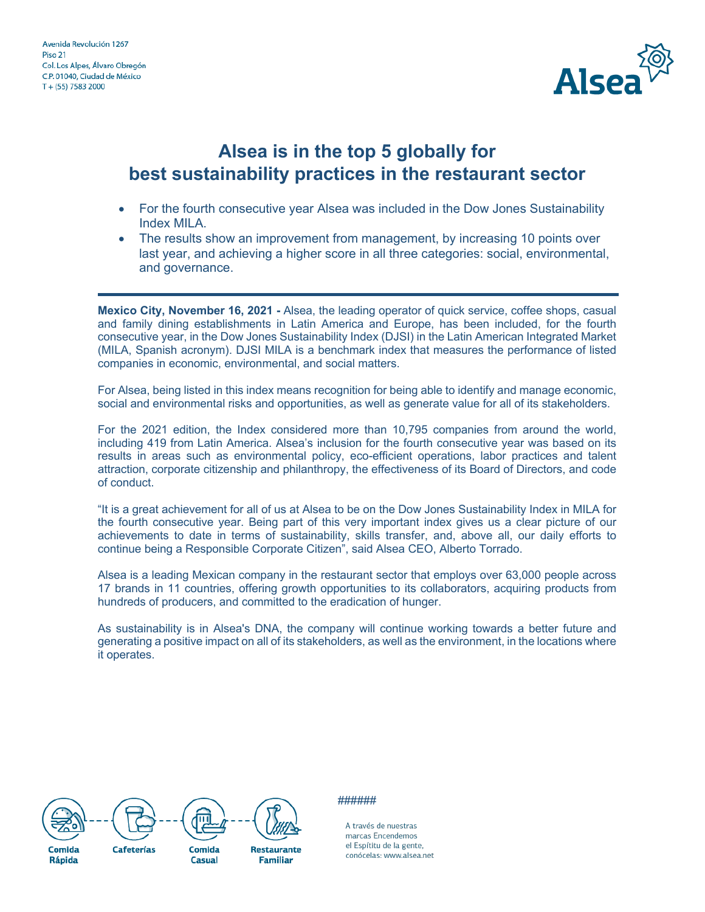Avenida Revolución 1267
Piso 21
Col. Los Alpes, Álvaro Obregón
C.P. 01040, Ciudad de México
T + (55) 7583 2000

# Alsea is in the top 5 globally for best sustainability practices in the restaurant sector

- For the fourth consecutive year Alsea was included in the Dow Jones Sustainability Index MILA.
- The results show an improvement from management, by increasing 10 points over last year, and achieving a higher score in all three categories: social, environmental, and governance.

---

**Mexico City, November 16, 2021 -** Alsea, the leading operator of quick service, coffee shops, casual and family dining establishments in Latin America and Europe, has been included, for the fourth consecutive year, in the Dow Jones Sustainability Index (DJSI) in the Latin American Integrated Market (MILA, Spanish acronym). DJSI MILA is a benchmark index that measures the performance of listed companies in economic, environmental, and social matters.

For Alsea, being listed in this index means recognition for being able to identify and manage economic, social and environmental risks and opportunities, as well as generate value for all of its stakeholders.

For the 2021 edition, the Index considered more than 10,795 companies from around the world, including 419 from Latin America. Alsea's inclusion for the fourth consecutive year was based on its results in areas such as environmental policy, eco-efficient operations, labor practices and talent attraction, corporate citizenship and philanthropy, the effectiveness of its Board of Directors, and code of conduct.

"It is a great achievement for all of us at Alsea to be on the Dow Jones Sustainability Index in MILA for the fourth consecutive year. Being part of this very important index gives us a clear picture of our achievements to date in terms of sustainability, skills transfer, and, above all, our daily efforts to continue being a Responsible Corporate Citizen", said Alsea CEO, Alberto Torrado.

Alsea is a leading Mexican company in the restaurant sector that employs over 63,000 people across 17 brands in 11 countries, offering growth opportunities to its collaborators, acquiring products from hundreds of producers, and committed to the eradication of hunger.

As sustainability is in Alsea's DNA, the company will continue working towards a better future and generating a positive impact on all of its stakeholders, as well as the environment, in the locations where it operates.

######

Comida Rápida · Cafeterías · Comida Casual · Restaurante Familiar

A través de nuestras marcas Encendemos el Espítitu de la gente, conócelas: www.alsea.net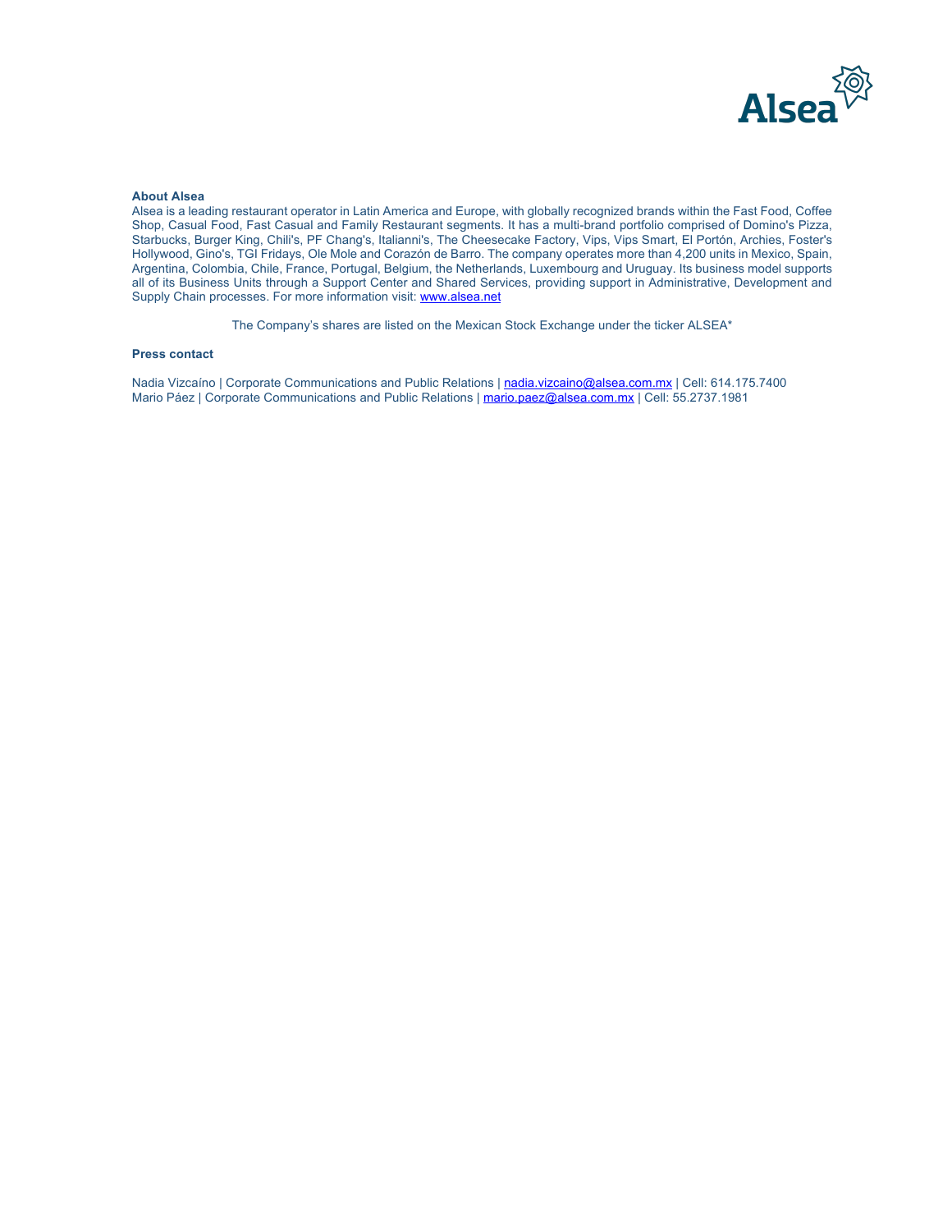**About Alsea**

Alsea is a leading restaurant operator in Latin America and Europe, with globally recognized brands within the Fast Food, Coffee Shop, Casual Food, Fast Casual and Family Restaurant segments. It has a multi-brand portfolio comprised of Domino's Pizza, Starbucks, Burger King, Chili's, PF Chang's, Italianni's, The Cheesecake Factory, Vips, Vips Smart, El Portón, Archies, Foster's Hollywood, Gino's, TGI Fridays, Ole Mole and Corazón de Barro. The company operates more than 4,200 units in Mexico, Spain, Argentina, Colombia, Chile, France, Portugal, Belgium, the Netherlands, Luxembourg and Uruguay. Its business model supports all of its Business Units through a Support Center and Shared Services, providing support in Administrative, Development and Supply Chain processes. For more information visit: [www.alsea.net](http://www.alsea.net)

The Company's shares are listed on the Mexican Stock Exchange under the ticker ALSEA*

**Press contact**

Nadia Vizcaíno | Corporate Communications and Public Relations | nadia.vizcaino@alsea.com.mx | Cell: 614.175.7400
Mario Páez | Corporate Communications and Public Relations | mario.paez@alsea.com.mx | Cell: 55.2737.1981